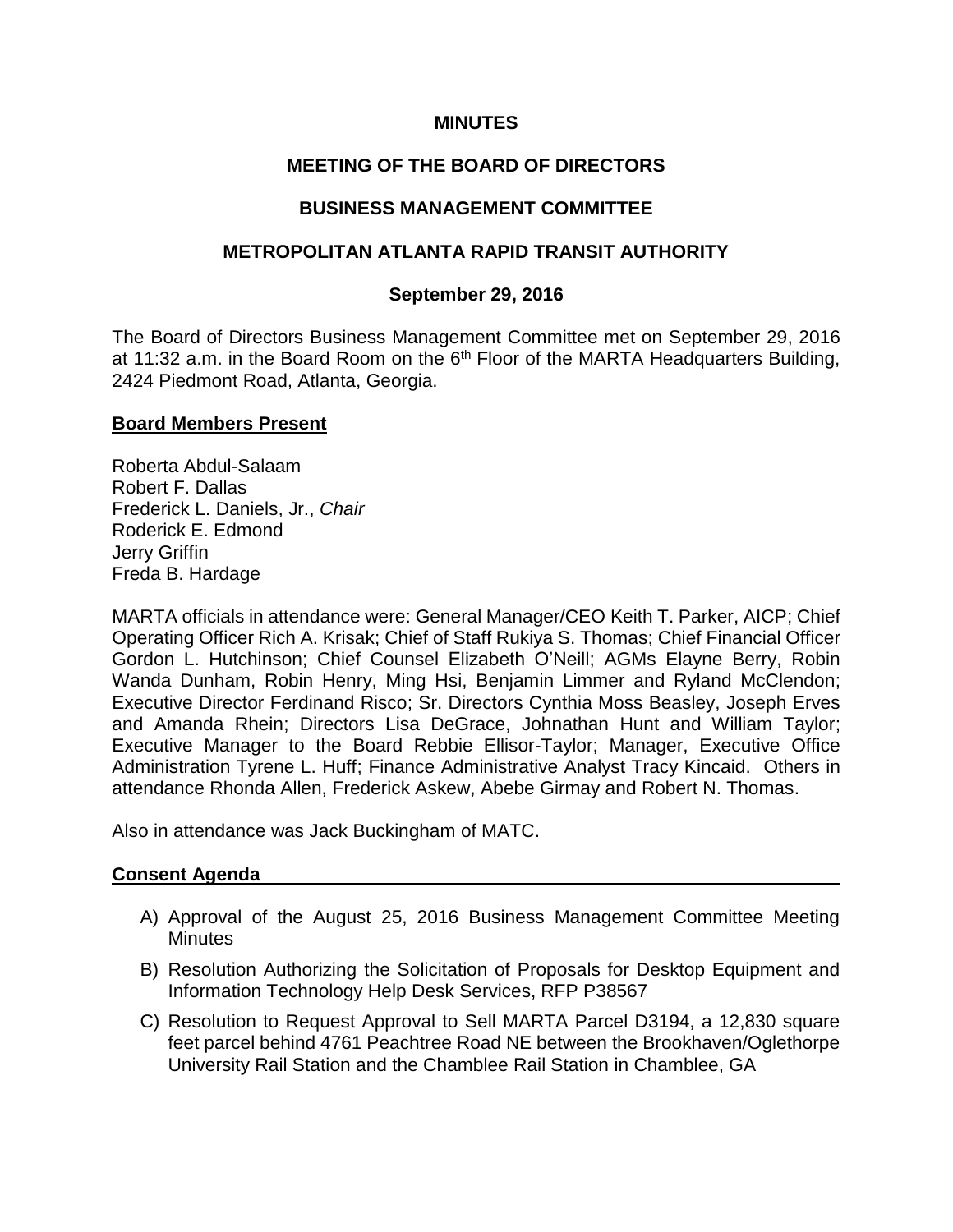**MINUTES**

**MEETING OF THE BOARD OF DIRECTORS**

**BUSINESS MANAGEMENT COMMITTEE**

**METROPOLITAN ATLANTA RAPID TRANSIT AUTHORITY**

**September 29, 2016**

The Board of Directors Business Management Committee met on September 29, 2016 at 11:32 a.m. in the Board Room on the 6th Floor of the MARTA Headquarters Building, 2424 Piedmont Road, Atlanta, Georgia.

**Board Members Present**

Roberta Abdul-Salaam
Robert F. Dallas
Frederick L. Daniels, Jr., *Chair*
Roderick E. Edmond
Jerry Griffin
Freda B. Hardage

MARTA officials in attendance were: General Manager/CEO Keith T. Parker, AICP; Chief Operating Officer Rich A. Krisak; Chief of Staff Rukiya S. Thomas; Chief Financial Officer Gordon L. Hutchinson; Chief Counsel Elizabeth O'Neill; AGMs Elayne Berry, Robin Wanda Dunham, Robin Henry, Ming Hsi, Benjamin Limmer and Ryland McClendon; Executive Director Ferdinand Risco; Sr. Directors Cynthia Moss Beasley, Joseph Erves and Amanda Rhein; Directors Lisa DeGrace, Johnathan Hunt and William Taylor; Executive Manager to the Board Rebbie Ellisor-Taylor; Manager, Executive Office Administration Tyrene L. Huff; Finance Administrative Analyst Tracy Kincaid. Others in attendance Rhonda Allen, Frederick Askew, Abebe Girmay and Robert N. Thomas.

Also in attendance was Jack Buckingham of MATC.

**Consent Agenda**

A) Approval of the August 25, 2016 Business Management Committee Meeting Minutes

B) Resolution Authorizing the Solicitation of Proposals for Desktop Equipment and Information Technology Help Desk Services, RFP P38567

C) Resolution to Request Approval to Sell MARTA Parcel D3194, a 12,830 square feet parcel behind 4761 Peachtree Road NE between the Brookhaven/Oglethorpe University Rail Station and the Chamblee Rail Station in Chamblee, GA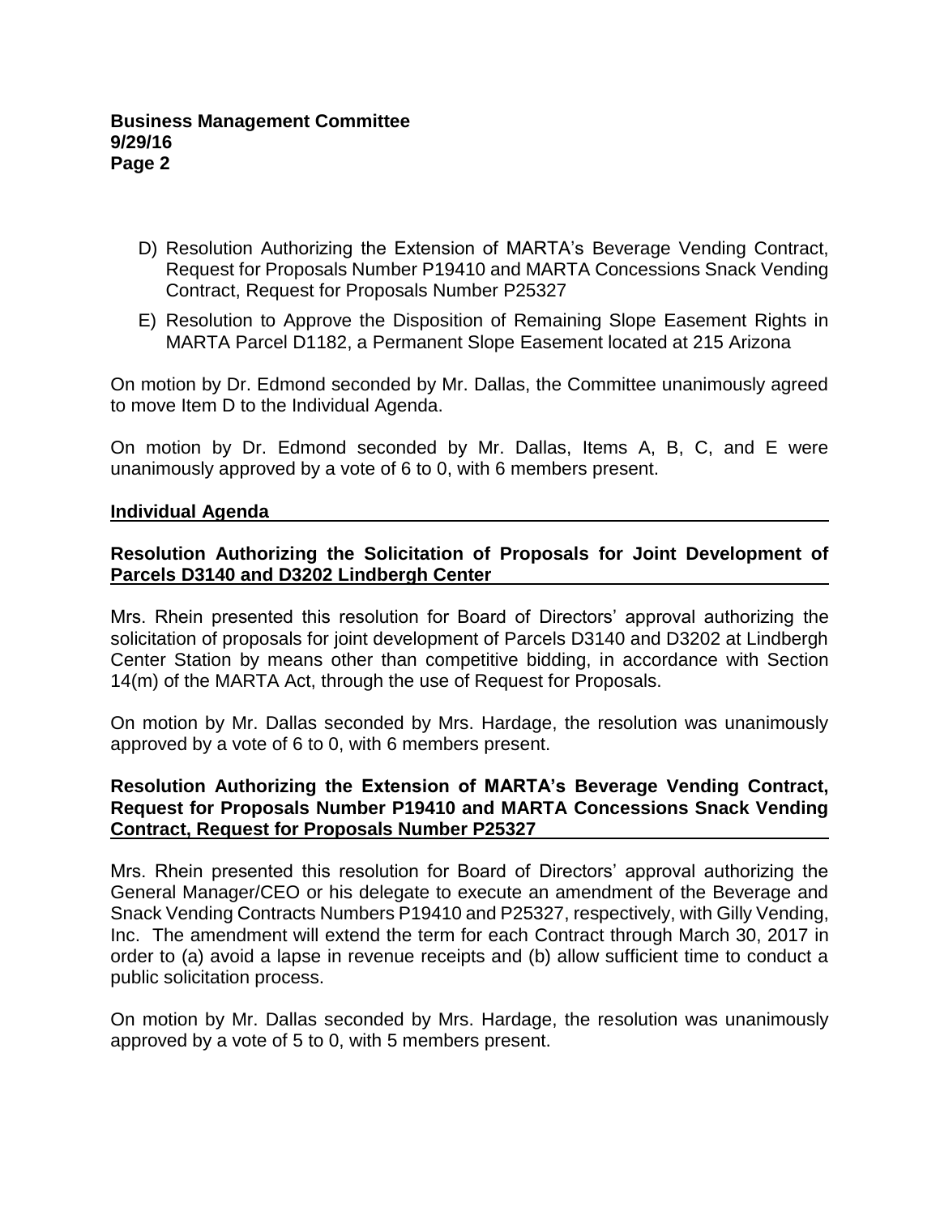D) Resolution Authorizing the Extension of MARTA's Beverage Vending Contract, Request for Proposals Number P19410 and MARTA Concessions Snack Vending Contract, Request for Proposals Number P25327

E) Resolution to Approve the Disposition of Remaining Slope Easement Rights in MARTA Parcel D1182, a Permanent Slope Easement located at 215 Arizona

On motion by Dr. Edmond seconded by Mr. Dallas, the Committee unanimously agreed to move Item D to the Individual Agenda.

On motion by Dr. Edmond seconded by Mr. Dallas, Items A, B, C, and E were unanimously approved by a vote of 6 to 0, with 6 members present.

## Individual Agenda

### Resolution Authorizing the Solicitation of Proposals for Joint Development of Parcels D3140 and D3202 Lindbergh Center

Mrs. Rhein presented this resolution for Board of Directors' approval authorizing the solicitation of proposals for joint development of Parcels D3140 and D3202 at Lindbergh Center Station by means other than competitive bidding, in accordance with Section 14(m) of the MARTA Act, through the use of Request for Proposals.

On motion by Mr. Dallas seconded by Mrs. Hardage, the resolution was unanimously approved by a vote of 6 to 0, with 6 members present.

### Resolution Authorizing the Extension of MARTA's Beverage Vending Contract, Request for Proposals Number P19410 and MARTA Concessions Snack Vending Contract, Request for Proposals Number P25327

Mrs. Rhein presented this resolution for Board of Directors' approval authorizing the General Manager/CEO or his delegate to execute an amendment of the Beverage and Snack Vending Contracts Numbers P19410 and P25327, respectively, with Gilly Vending, Inc. The amendment will extend the term for each Contract through March 30, 2017 in order to (a) avoid a lapse in revenue receipts and (b) allow sufficient time to conduct a public solicitation process.

On motion by Mr. Dallas seconded by Mrs. Hardage, the resolution was unanimously approved by a vote of 5 to 0, with 5 members present.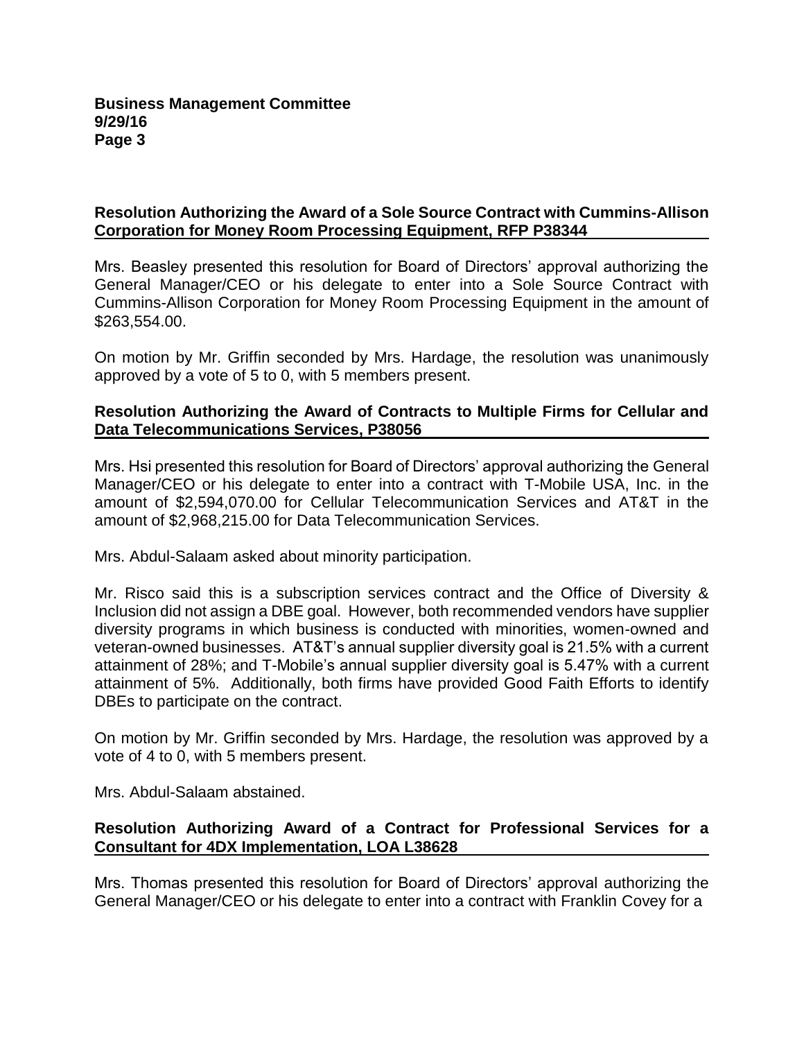### Resolution Authorizing the Award of a Sole Source Contract with Cummins-Allison Corporation for Money Room Processing Equipment, RFP P38344

Mrs. Beasley presented this resolution for Board of Directors' approval authorizing the General Manager/CEO or his delegate to enter into a Sole Source Contract with Cummins-Allison Corporation for Money Room Processing Equipment in the amount of $263,554.00.

On motion by Mr. Griffin seconded by Mrs. Hardage, the resolution was unanimously approved by a vote of 5 to 0, with 5 members present.

### Resolution Authorizing the Award of Contracts to Multiple Firms for Cellular and Data Telecommunications Services, P38056

Mrs. Hsi presented this resolution for Board of Directors' approval authorizing the General Manager/CEO or his delegate to enter into a contract with T-Mobile USA, Inc. in the amount of $2,594,070.00 for Cellular Telecommunication Services and AT&T in the amount of $2,968,215.00 for Data Telecommunication Services.

Mrs. Abdul-Salaam asked about minority participation.

Mr. Risco said this is a subscription services contract and the Office of Diversity & Inclusion did not assign a DBE goal. However, both recommended vendors have supplier diversity programs in which business is conducted with minorities, women-owned and veteran-owned businesses. AT&T's annual supplier diversity goal is 21.5% with a current attainment of 28%; and T-Mobile's annual supplier diversity goal is 5.47% with a current attainment of 5%. Additionally, both firms have provided Good Faith Efforts to identify DBEs to participate on the contract.

On motion by Mr. Griffin seconded by Mrs. Hardage, the resolution was approved by a vote of 4 to 0, with 5 members present.

Mrs. Abdul-Salaam abstained.

### Resolution Authorizing Award of a Contract for Professional Services for a Consultant for 4DX Implementation, LOA L38628

Mrs. Thomas presented this resolution for Board of Directors' approval authorizing the General Manager/CEO or his delegate to enter into a contract with Franklin Covey for a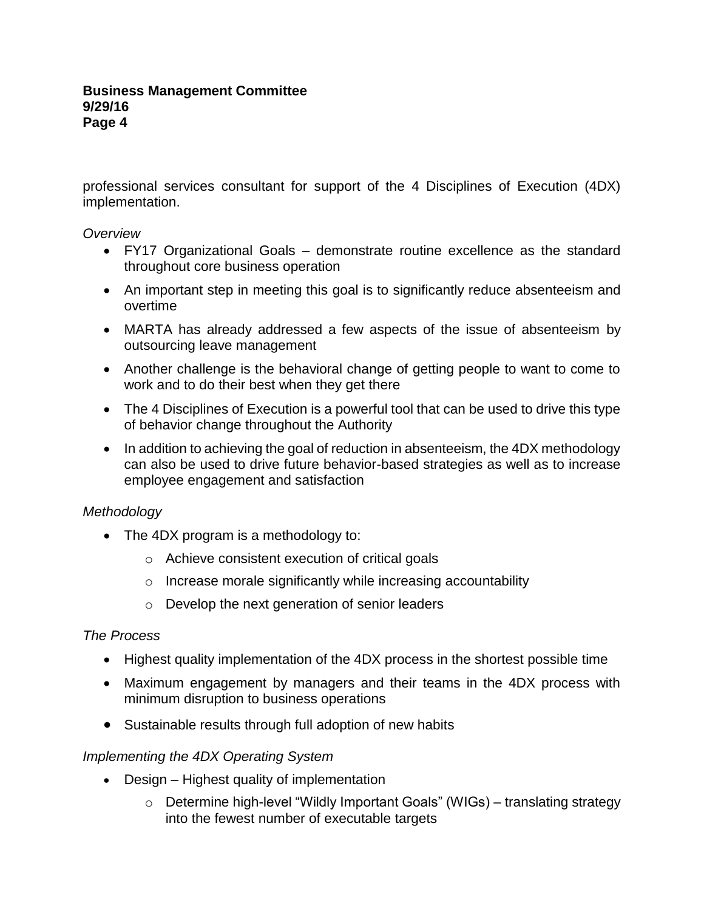professional services consultant for support of the 4 Disciplines of Execution (4DX) implementation.

*Overview*

- FY17 Organizational Goals – demonstrate routine excellence as the standard throughout core business operation
- An important step in meeting this goal is to significantly reduce absenteeism and overtime
- MARTA has already addressed a few aspects of the issue of absenteeism by outsourcing leave management
- Another challenge is the behavioral change of getting people to want to come to work and to do their best when they get there
- The 4 Disciplines of Execution is a powerful tool that can be used to drive this type of behavior change throughout the Authority
- In addition to achieving the goal of reduction in absenteeism, the 4DX methodology can also be used to drive future behavior-based strategies as well as to increase employee engagement and satisfaction

*Methodology*

- The 4DX program is a methodology to:
  - Achieve consistent execution of critical goals
  - Increase morale significantly while increasing accountability
  - Develop the next generation of senior leaders

*The Process*

- Highest quality implementation of the 4DX process in the shortest possible time
- Maximum engagement by managers and their teams in the 4DX process with minimum disruption to business operations
- Sustainable results through full adoption of new habits

*Implementing the 4DX Operating System*

- Design – Highest quality of implementation
  - Determine high-level "Wildly Important Goals" (WIGs) – translating strategy into the fewest number of executable targets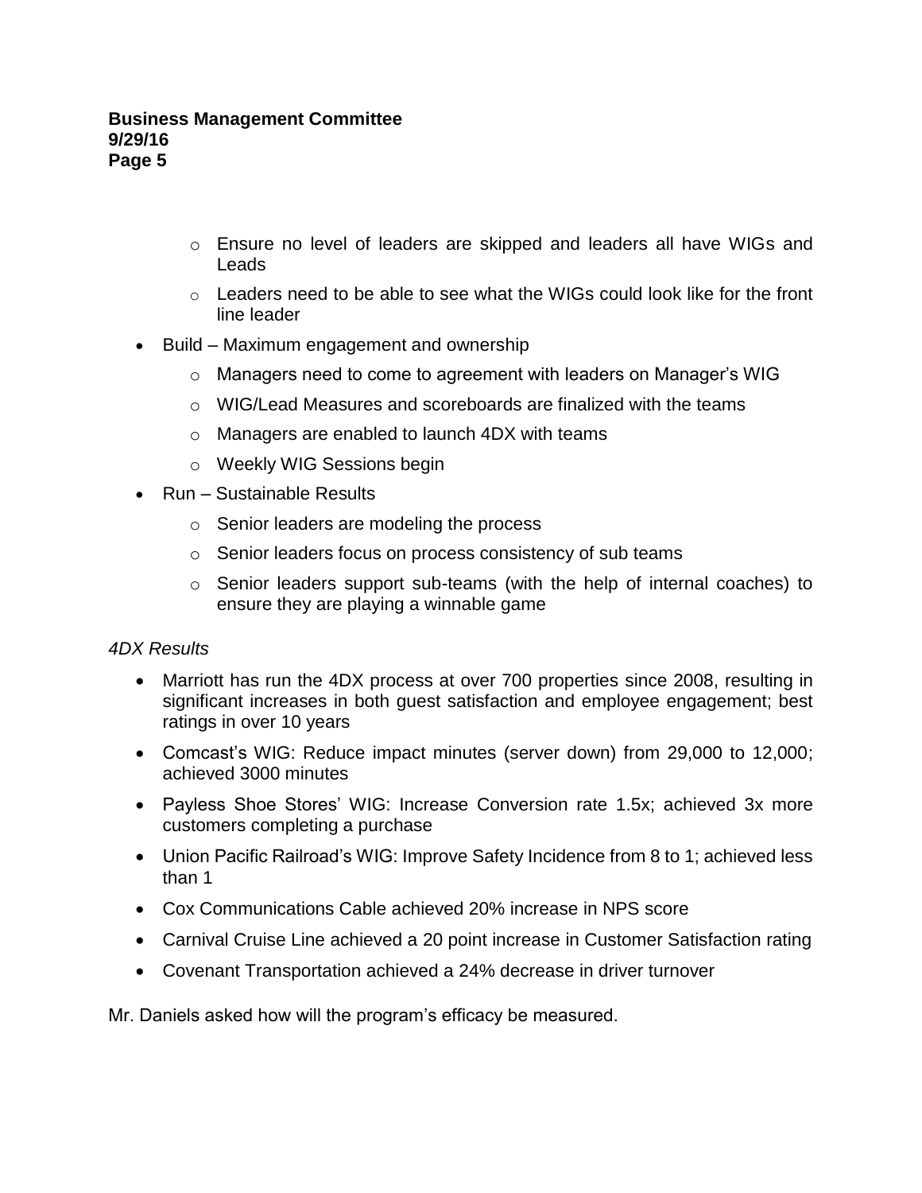- Ensure no level of leaders are skipped and leaders all have WIGs and Leads
  - Leaders need to be able to see what the WIGs could look like for the front line leader
- Build – Maximum engagement and ownership
  - Managers need to come to agreement with leaders on Manager's WIG
  - WIG/Lead Measures and scoreboards are finalized with the teams
  - Managers are enabled to launch 4DX with teams
  - Weekly WIG Sessions begin
- Run – Sustainable Results
  - Senior leaders are modeling the process
  - Senior leaders focus on process consistency of sub teams
  - Senior leaders support sub-teams (with the help of internal coaches) to ensure they are playing a winnable game

*4DX Results*

- Marriott has run the 4DX process at over 700 properties since 2008, resulting in significant increases in both guest satisfaction and employee engagement; best ratings in over 10 years
- Comcast's WIG: Reduce impact minutes (server down) from 29,000 to 12,000; achieved 3000 minutes
- Payless Shoe Stores' WIG: Increase Conversion rate 1.5x; achieved 3x more customers completing a purchase
- Union Pacific Railroad's WIG: Improve Safety Incidence from 8 to 1; achieved less than 1
- Cox Communications Cable achieved 20% increase in NPS score
- Carnival Cruise Line achieved a 20 point increase in Customer Satisfaction rating
- Covenant Transportation achieved a 24% decrease in driver turnover

Mr. Daniels asked how will the program's efficacy be measured.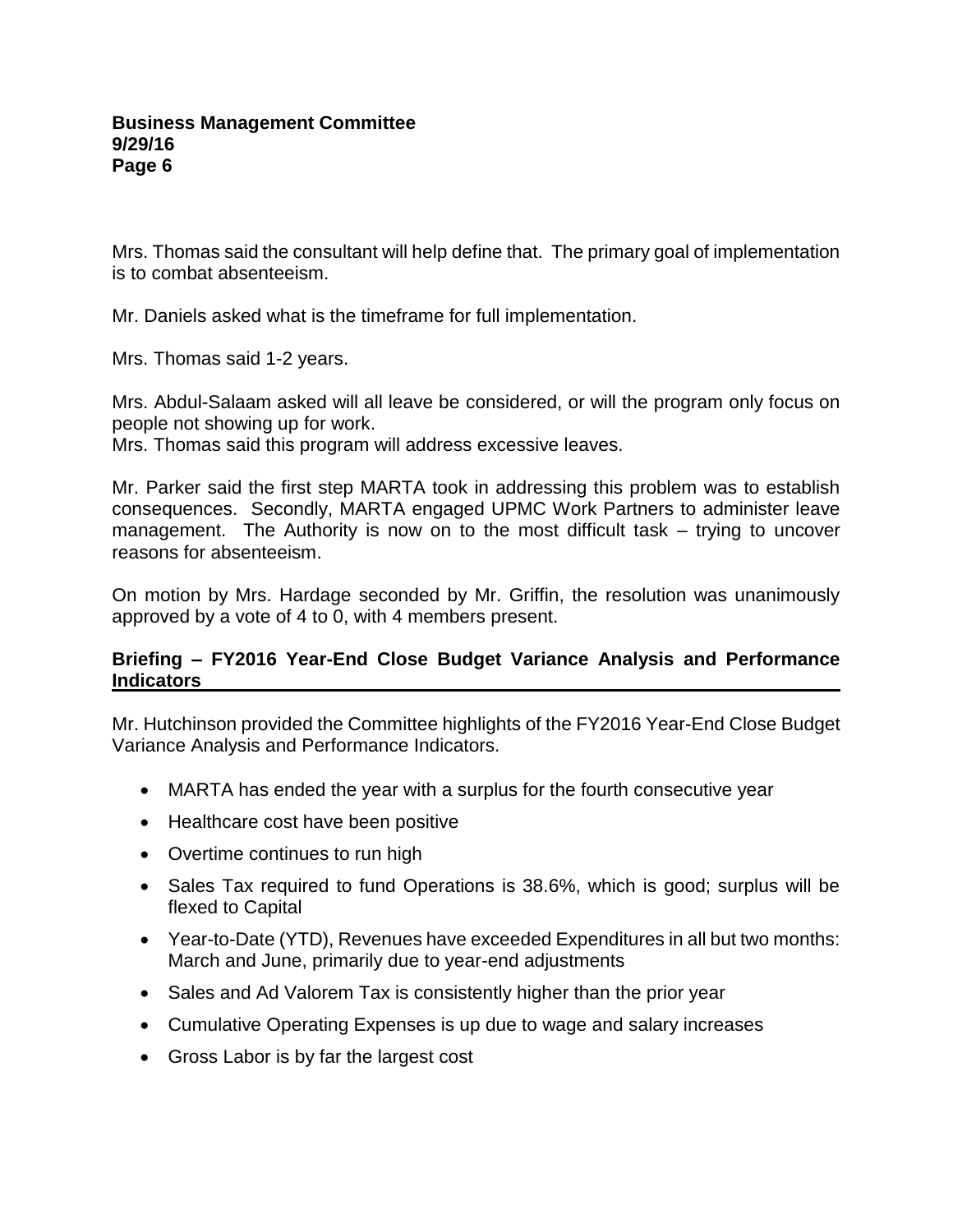Mrs. Thomas said the consultant will help define that. The primary goal of implementation is to combat absenteeism.

Mr. Daniels asked what is the timeframe for full implementation.

Mrs. Thomas said 1-2 years.

Mrs. Abdul-Salaam asked will all leave be considered, or will the program only focus on people not showing up for work.
Mrs. Thomas said this program will address excessive leaves.

Mr. Parker said the first step MARTA took in addressing this problem was to establish consequences. Secondly, MARTA engaged UPMC Work Partners to administer leave management. The Authority is now on to the most difficult task – trying to uncover reasons for absenteeism.

On motion by Mrs. Hardage seconded by Mr. Griffin, the resolution was unanimously approved by a vote of 4 to 0, with 4 members present.

## Briefing – FY2016 Year-End Close Budget Variance Analysis and Performance Indicators

Mr. Hutchinson provided the Committee highlights of the FY2016 Year-End Close Budget Variance Analysis and Performance Indicators.

- MARTA has ended the year with a surplus for the fourth consecutive year
- Healthcare cost have been positive
- Overtime continues to run high
- Sales Tax required to fund Operations is 38.6%, which is good; surplus will be flexed to Capital
- Year-to-Date (YTD), Revenues have exceeded Expenditures in all but two months: March and June, primarily due to year-end adjustments
- Sales and Ad Valorem Tax is consistently higher than the prior year
- Cumulative Operating Expenses is up due to wage and salary increases
- Gross Labor is by far the largest cost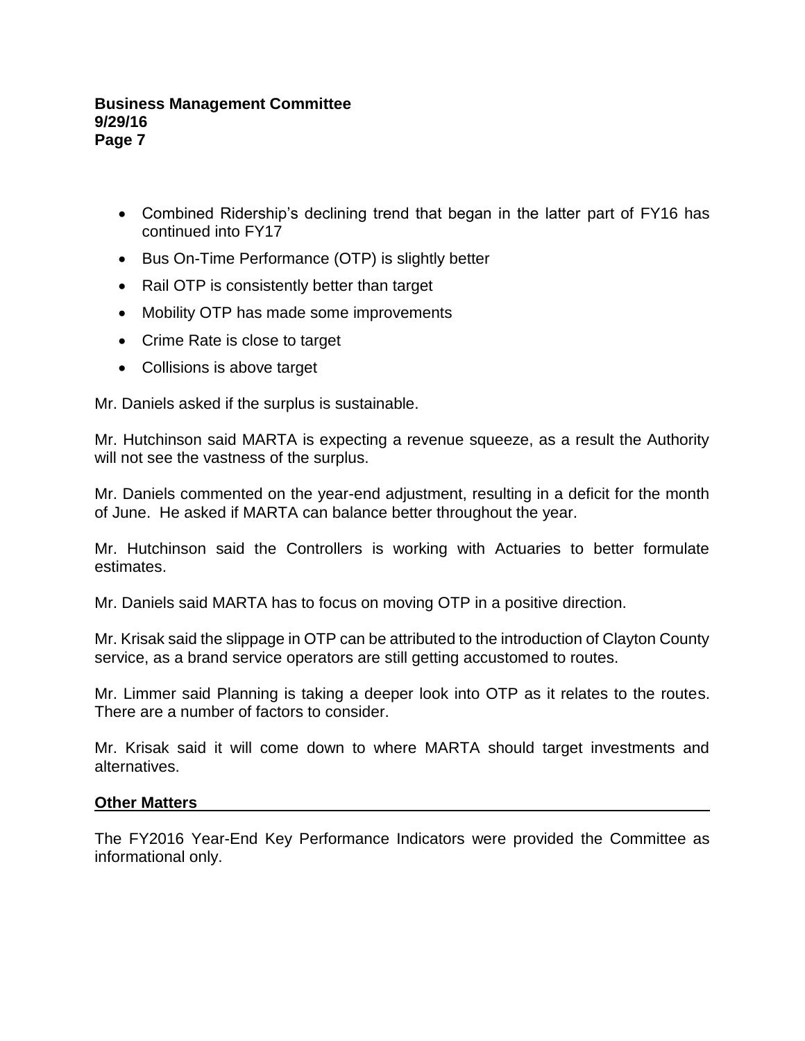- Combined Ridership's declining trend that began in the latter part of FY16 has continued into FY17
- Bus On-Time Performance (OTP) is slightly better
- Rail OTP is consistently better than target
- Mobility OTP has made some improvements
- Crime Rate is close to target
- Collisions is above target

Mr. Daniels asked if the surplus is sustainable.

Mr. Hutchinson said MARTA is expecting a revenue squeeze, as a result the Authority will not see the vastness of the surplus.

Mr. Daniels commented on the year-end adjustment, resulting in a deficit for the month of June. He asked if MARTA can balance better throughout the year.

Mr. Hutchinson said the Controllers is working with Actuaries to better formulate estimates.

Mr. Daniels said MARTA has to focus on moving OTP in a positive direction.

Mr. Krisak said the slippage in OTP can be attributed to the introduction of Clayton County service, as a brand service operators are still getting accustomed to routes.

Mr. Limmer said Planning is taking a deeper look into OTP as it relates to the routes. There are a number of factors to consider.

Mr. Krisak said it will come down to where MARTA should target investments and alternatives.

## Other Matters

The FY2016 Year-End Key Performance Indicators were provided the Committee as informational only.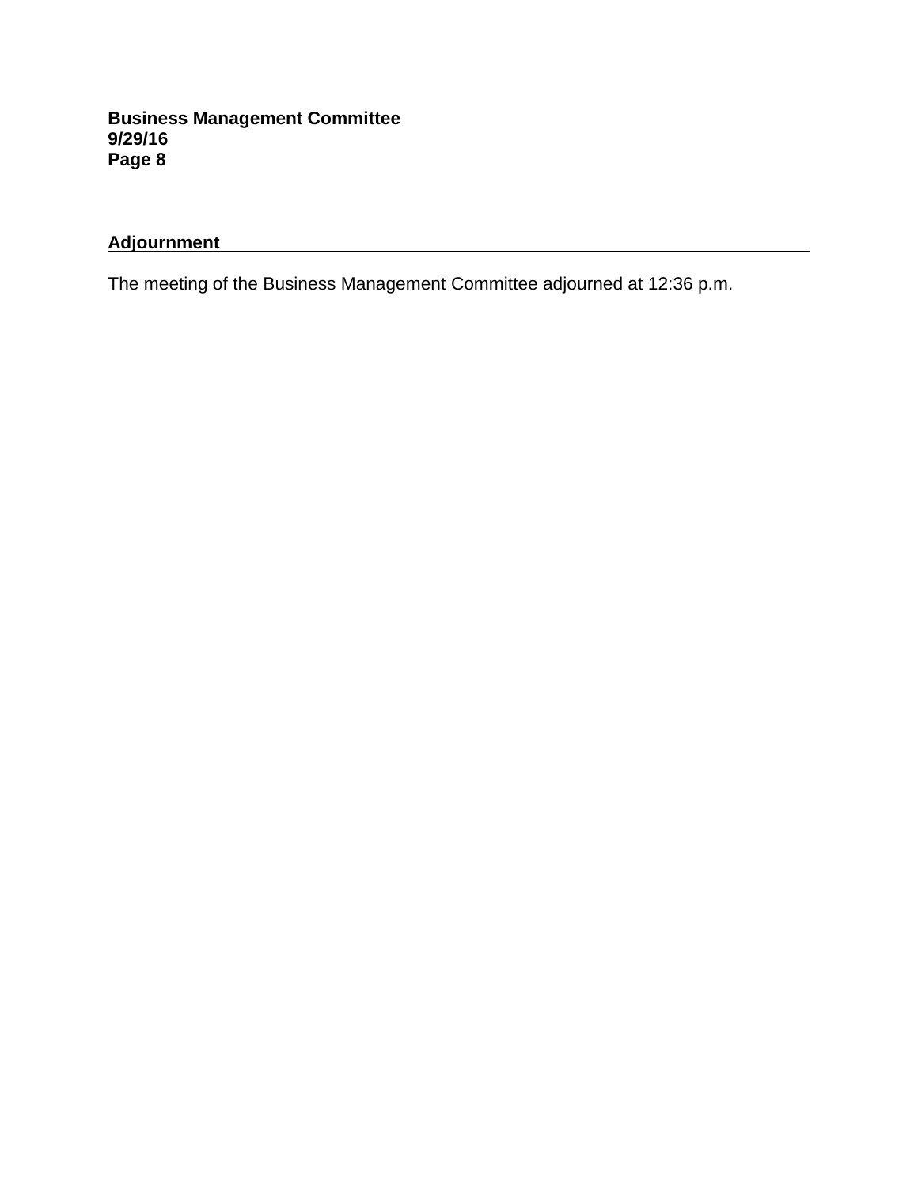## Adjournment

The meeting of the Business Management Committee adjourned at 12:36 p.m.